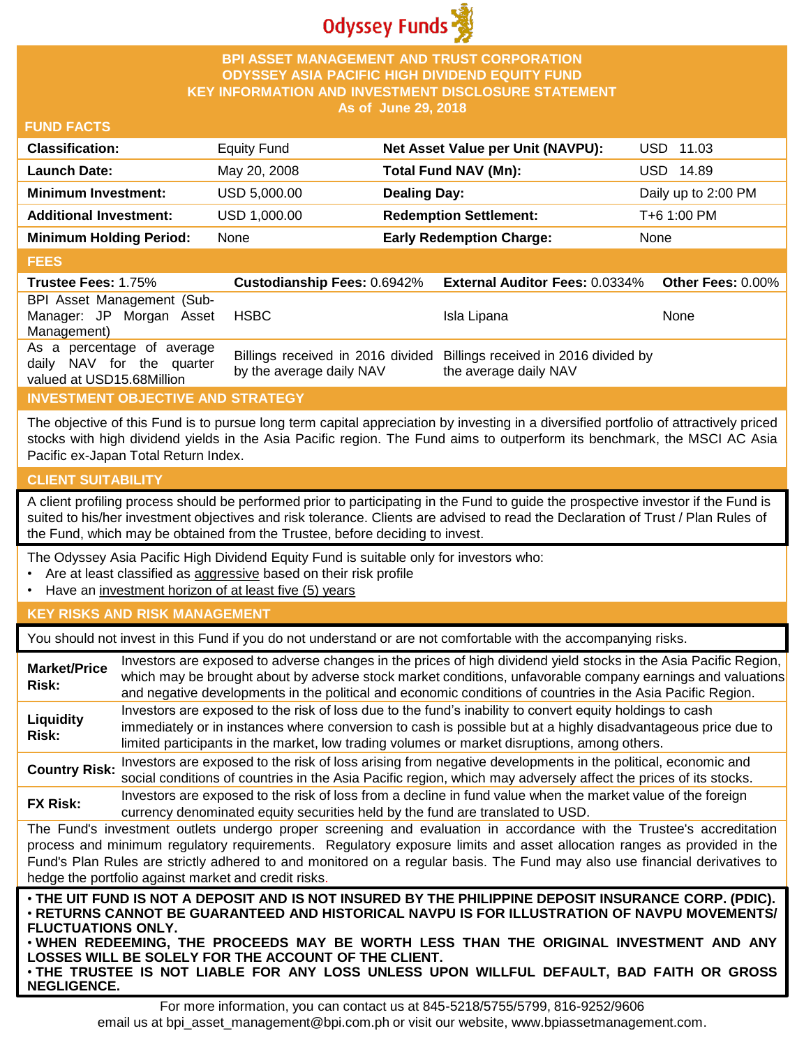Odyssey Funds

# BPI ASSET MANAGEMENT AND TRUST CORPORATION
# ODYSSEY ASIA PACIFIC HIGH DIVIDEND EQUITY FUND
# KEY INFORMATION AND INVESTMENT DISCLOSURE STATEMENT
**As of June 29, 2018**

## FUND FACTS

| | | | |
|---|---|---|---|
| **Classification:** | Equity Fund | **Net Asset Value per Unit (NAVPU):** | USD 11.03 |
| **Launch Date:** | May 20, 2008 | **Total Fund NAV (Mn):** | USD 14.89 |
| **Minimum Investment:** | USD 5,000.00 | **Dealing Day:** | Daily up to 2:00 PM |
| **Additional Investment:** | USD 1,000.00 | **Redemption Settlement:** | T+6 1:00 PM |
| **Minimum Holding Period:** | None | **Early Redemption Charge:** | None |

## FEES

| **Trustee Fees:** 1.75% | **Custodianship Fees:** 0.6942% | **External Auditor Fees:** 0.0334% | **Other Fees:** 0.00% |
|---|---|---|---|
| BPI Asset Management (Sub-Manager: JP Morgan Asset Management) | HSBC | Isla Lipana | None |
| As a percentage of average daily NAV for the quarter valued at USD15.68Million | Billings received in 2016 divided by the average daily NAV | Billings received in 2016 divided by the average daily NAV | |

## INVESTMENT OBJECTIVE AND STRATEGY

The objective of this Fund is to pursue long term capital appreciation by investing in a diversified portfolio of attractively priced stocks with high dividend yields in the Asia Pacific region. The Fund aims to outperform its benchmark, the MSCI AC Asia Pacific ex-Japan Total Return Index.

## CLIENT SUITABILITY

A client profiling process should be performed prior to participating in the Fund to guide the prospective investor if the Fund is suited to his/her investment objectives and risk tolerance. Clients are advised to read the Declaration of Trust / Plan Rules of the Fund, which may be obtained from the Trustee, before deciding to invest.

The Odyssey Asia Pacific High Dividend Equity Fund is suitable only for investors who:
- Are at least classified as aggressive based on their risk profile
- Have an investment horizon of at least five (5) years

## KEY RISKS AND RISK MANAGEMENT

You should not invest in this Fund if you do not understand or are not comfortable with the accompanying risks.

| | |
|---|---|
| **Market/Price Risk:** | Investors are exposed to adverse changes in the prices of high dividend yield stocks in the Asia Pacific Region, which may be brought about by adverse stock market conditions, unfavorable company earnings and valuations and negative developments in the political and economic conditions of countries in the Asia Pacific Region. |
| **Liquidity Risk:** | Investors are exposed to the risk of loss due to the fund's inability to convert equity holdings to cash immediately or in instances where conversion to cash is possible but at a highly disadvantageous price due to limited participants in the market, low trading volumes or market disruptions, among others. |
| **Country Risk:** | Investors are exposed to the risk of loss arising from negative developments in the political, economic and social conditions of countries in the Asia Pacific region, which may adversely affect the prices of its stocks. |
| **FX Risk:** | Investors are exposed to the risk of loss from a decline in fund value when the market value of the foreign currency denominated equity securities held by the fund are translated to USD. |

The Fund's investment outlets undergo proper screening and evaluation in accordance with the Trustee's accreditation process and minimum regulatory requirements. Regulatory exposure limits and asset allocation ranges as provided in the Fund's Plan Rules are strictly adhered to and monitored on a regular basis. The Fund may also use financial derivatives to hedge the portfolio against market and credit risks.

- **THE UIT FUND IS NOT A DEPOSIT AND IS NOT INSURED BY THE PHILIPPINE DEPOSIT INSURANCE CORP. (PDIC).**
- **RETURNS CANNOT BE GUARANTEED AND HISTORICAL NAVPU IS FOR ILLUSTRATION OF NAVPU MOVEMENTS/ FLUCTUATIONS ONLY.**
- **WHEN REDEEMING, THE PROCEEDS MAY BE WORTH LESS THAN THE ORIGINAL INVESTMENT AND ANY LOSSES WILL BE SOLELY FOR THE ACCOUNT OF THE CLIENT.**
- **THE TRUSTEE IS NOT LIABLE FOR ANY LOSS UNLESS UPON WILLFUL DEFAULT, BAD FAITH OR GROSS NEGLIGENCE.**

For more information, you can contact us at 845-5218/5755/5799, 816-9252/9606
email us at bpi_asset_management@bpi.com.ph or visit our website, www.bpiassetmanagement.com.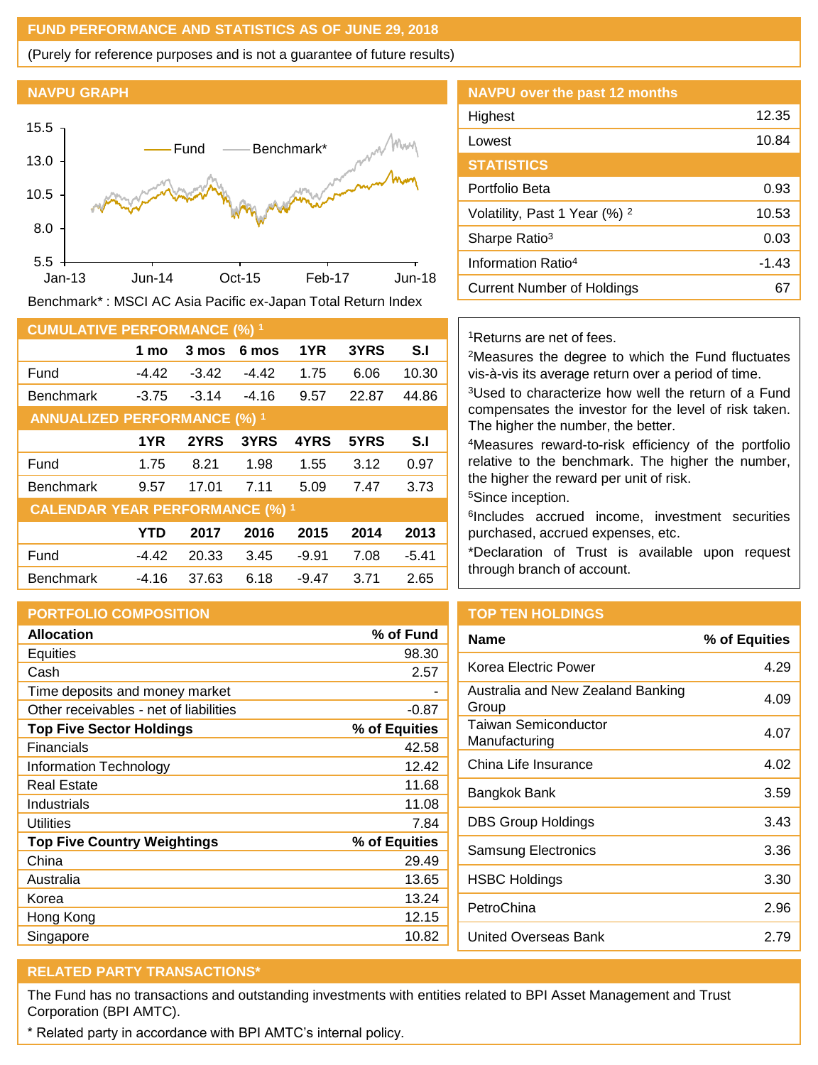## FUND PERFORMANCE AND STATISTICS AS OF JUNE 29, 2018

(Purely for reference purposes and is not a guarantee of future results)

### NAVPU GRAPH

Benchmark* : MSCI AC Asia Pacific ex-Japan Total Return Index

### NAVPU over the past 12 months

| | |
|---|---|
| Highest | 12.35 |
| Lowest | 10.84 |

### STATISTICS

| | |
|---|---|
| Portfolio Beta | 0.93 |
| Volatility, Past 1 Year (%) [2] | 10.53 |
| Sharpe Ratio[3] | 0.03 |
| Information Ratio[4] | -1.43 |
| Current Number of Holdings | 67 |

### CUMULATIVE PERFORMANCE (%) [1]

| | 1 mo | 3 mos | 6 mos | 1YR | 3YRS | S.I |
|---|---|---|---|---|---|---|
| Fund | -4.42 | -3.42 | -4.42 | 1.75 | 6.06 | 10.30 |
| Benchmark | -3.75 | -3.14 | -4.16 | 9.57 | 22.87 | 44.86 |

### ANNUALIZED PERFORMANCE (%) [1]

| | 1YR | 2YRS | 3YRS | 4YRS | 5YRS | S.I |
|---|---|---|---|---|---|---|
| Fund | 1.75 | 8.21 | 1.98 | 1.55 | 3.12 | 0.97 |
| Benchmark | 9.57 | 17.01 | 7.11 | 5.09 | 7.47 | 3.73 |

### CALENDAR YEAR PERFORMANCE (%) [1]

| | YTD | 2017 | 2016 | 2015 | 2014 | 2013 |
|---|---|---|---|---|---|---|
| Fund | -4.42 | 20.33 | 3.45 | -9.91 | 7.08 | -5.41 |
| Benchmark | -4.16 | 37.63 | 6.18 | -9.47 | 3.71 | 2.65 |

[1]Returns are net of fees.

[2]Measures the degree to which the Fund fluctuates vis-à-vis its average return over a period of time.

[3]Used to characterize how well the return of a Fund compensates the investor for the level of risk taken. The higher the number, the better.

[4]Measures reward-to-risk efficiency of the portfolio relative to the benchmark. The higher the number, the higher the reward per unit of risk.

[5]Since inception.

[6]Includes accrued income, investment securities purchased, accrued expenses, etc.

*Declaration of Trust is available upon request through branch of account.

### PORTFOLIO COMPOSITION

| Allocation | % of Fund |
|---|---|
| Equities | 98.30 |
| Cash | 2.57 |
| Time deposits and money market | - |
| Other receivables - net of liabilities | -0.87 |
| **Top Five Sector Holdings** | **% of Equities** |
| Financials | 42.58 |
| Information Technology | 12.42 |
| Real Estate | 11.68 |
| Industrials | 11.08 |
| Utilities | 7.84 |
| **Top Five Country Weightings** | **% of Equities** |
| China | 29.49 |
| Australia | 13.65 |
| Korea | 13.24 |
| Hong Kong | 12.15 |
| Singapore | 10.82 |

### TOP TEN HOLDINGS

| Name | % of Equities |
|---|---|
| Korea Electric Power | 4.29 |
| Australia and New Zealand Banking Group | 4.09 |
| Taiwan Semiconductor Manufacturing | 4.07 |
| China Life Insurance | 4.02 |
| Bangkok Bank | 3.59 |
| DBS Group Holdings | 3.43 |
| Samsung Electronics | 3.36 |
| HSBC Holdings | 3.30 |
| PetroChina | 2.96 |
| United Overseas Bank | 2.79 |

### RELATED PARTY TRANSACTIONS*

The Fund has no transactions and outstanding investments with entities related to BPI Asset Management and Trust Corporation (BPI AMTC).

* Related party in accordance with BPI AMTC's internal policy.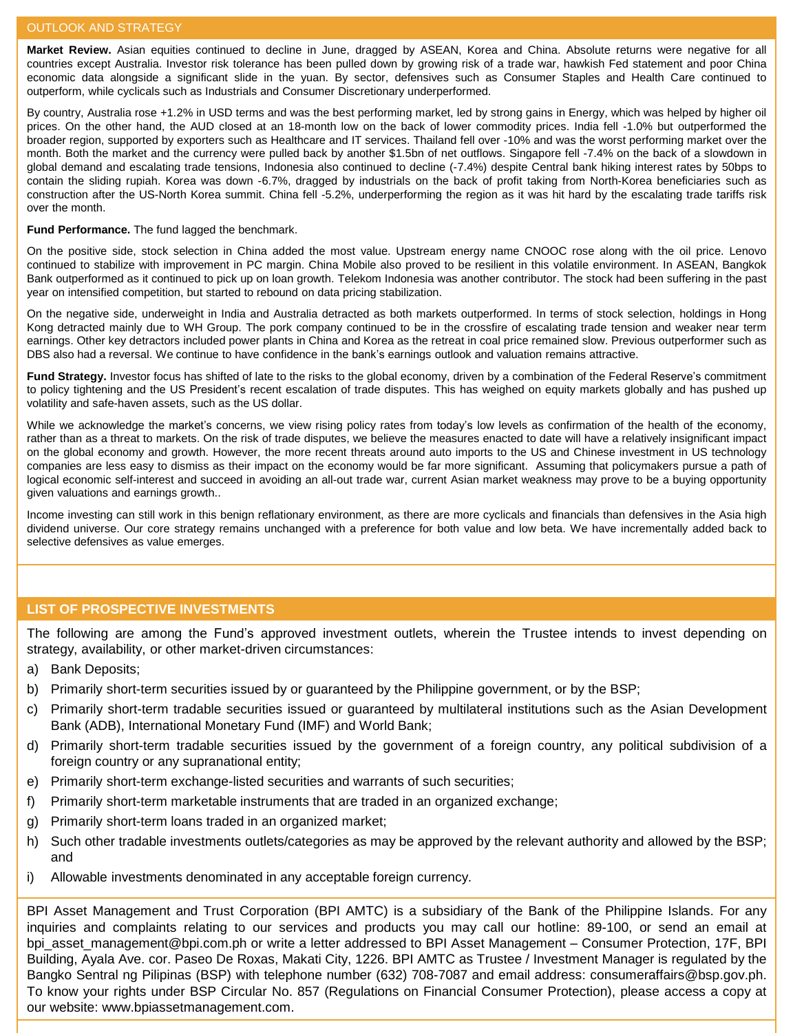## OUTLOOK AND STRATEGY

**Market Review.** Asian equities continued to decline in June, dragged by ASEAN, Korea and China. Absolute returns were negative for all countries except Australia. Investor risk tolerance has been pulled down by growing risk of a trade war, hawkish Fed statement and poor China economic data alongside a significant slide in the yuan. By sector, defensives such as Consumer Staples and Health Care continued to outperform, while cyclicals such as Industrials and Consumer Discretionary underperformed.

By country, Australia rose +1.2% in USD terms and was the best performing market, led by strong gains in Energy, which was helped by higher oil prices. On the other hand, the AUD closed at an 18-month low on the back of lower commodity prices. India fell -1.0% but outperformed the broader region, supported by exporters such as Healthcare and IT services. Thailand fell over -10% and was the worst performing market over the month. Both the market and the currency were pulled back by another $1.5bn of net outflows. Singapore fell -7.4% on the back of a slowdown in global demand and escalating trade tensions, Indonesia also continued to decline (-7.4%) despite Central bank hiking interest rates by 50bps to contain the sliding rupiah. Korea was down -6.7%, dragged by industrials on the back of profit taking from North-Korea beneficiaries such as construction after the US-North Korea summit. China fell -5.2%, underperforming the region as it was hit hard by the escalating trade tariffs risk over the month.

**Fund Performance.** The fund lagged the benchmark.

On the positive side, stock selection in China added the most value. Upstream energy name CNOOC rose along with the oil price. Lenovo continued to stabilize with improvement in PC margin. China Mobile also proved to be resilient in this volatile environment. In ASEAN, Bangkok Bank outperformed as it continued to pick up on loan growth. Telekom Indonesia was another contributor. The stock had been suffering in the past year on intensified competition, but started to rebound on data pricing stabilization.

On the negative side, underweight in India and Australia detracted as both markets outperformed. In terms of stock selection, holdings in Hong Kong detracted mainly due to WH Group. The pork company continued to be in the crossfire of escalating trade tension and weaker near term earnings. Other key detractors included power plants in China and Korea as the retreat in coal price remained slow. Previous outperformer such as DBS also had a reversal. We continue to have confidence in the bank's earnings outlook and valuation remains attractive.

**Fund Strategy.** Investor focus has shifted of late to the risks to the global economy, driven by a combination of the Federal Reserve's commitment to policy tightening and the US President's recent escalation of trade disputes. This has weighed on equity markets globally and has pushed up volatility and safe-haven assets, such as the US dollar.

While we acknowledge the market's concerns, we view rising policy rates from today's low levels as confirmation of the health of the economy, rather than as a threat to markets. On the risk of trade disputes, we believe the measures enacted to date will have a relatively insignificant impact on the global economy and growth. However, the more recent threats around auto imports to the US and Chinese investment in US technology companies are less easy to dismiss as their impact on the economy would be far more significant. Assuming that policymakers pursue a path of logical economic self-interest and succeed in avoiding an all-out trade war, current Asian market weakness may prove to be a buying opportunity given valuations and earnings growth..

Income investing can still work in this benign reflationary environment, as there are more cyclicals and financials than defensives in the Asia high dividend universe. Our core strategy remains unchanged with a preference for both value and low beta. We have incrementally added back to selective defensives as value emerges.

## LIST OF PROSPECTIVE INVESTMENTS

The following are among the Fund's approved investment outlets, wherein the Trustee intends to invest depending on strategy, availability, or other market-driven circumstances:

a) Bank Deposits;
b) Primarily short-term securities issued by or guaranteed by the Philippine government, or by the BSP;
c) Primarily short-term tradable securities issued or guaranteed by multilateral institutions such as the Asian Development Bank (ADB), International Monetary Fund (IMF) and World Bank;
d) Primarily short-term tradable securities issued by the government of a foreign country, any political subdivision of a foreign country or any supranational entity;
e) Primarily short-term exchange-listed securities and warrants of such securities;
f) Primarily short-term marketable instruments that are traded in an organized exchange;
g) Primarily short-term loans traded in an organized market;
h) Such other tradable investments outlets/categories as may be approved by the relevant authority and allowed by the BSP; and
i) Allowable investments denominated in any acceptable foreign currency.

BPI Asset Management and Trust Corporation (BPI AMTC) is a subsidiary of the Bank of the Philippine Islands. For any inquiries and complaints relating to our services and products you may call our hotline: 89-100, or send an email at bpi_asset_management@bpi.com.ph or write a letter addressed to BPI Asset Management – Consumer Protection, 17F, BPI Building, Ayala Ave. cor. Paseo De Roxas, Makati City, 1226. BPI AMTC as Trustee / Investment Manager is regulated by the Bangko Sentral ng Pilipinas (BSP) with telephone number (632) 708-7087 and email address: consumeraffairs@bsp.gov.ph. To know your rights under BSP Circular No. 857 (Regulations on Financial Consumer Protection), please access a copy at our website: www.bpiassetmanagement.com.